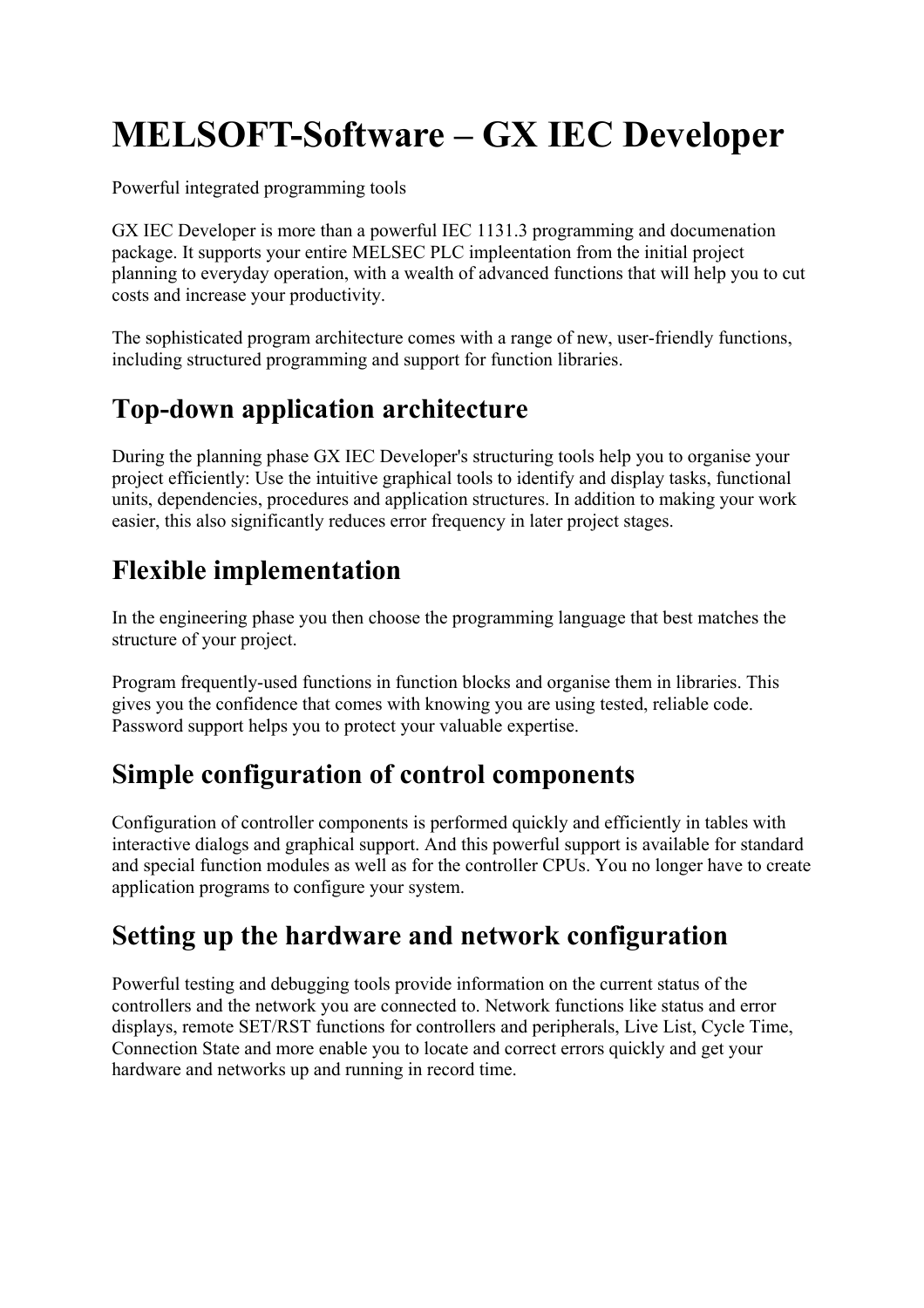# MELSOFT-Software – GX IEC Developer

Powerful integrated programming tools

GX IEC Developer is more than a powerful IEC 1131.3 programming and documenation package. It supports your entire MELSEC PLC impleentation from the initial project planning to everyday operation, with a wealth of advanced functions that will help you to cut costs and increase your productivity.

The sophisticated program architecture comes with a range of new, user-friendly functions, including structured programming and support for function libraries.

## Top-down application architecture

During the planning phase GX IEC Developer's structuring tools help you to organise your project efficiently: Use the intuitive graphical tools to identify and display tasks, functional units, dependencies, procedures and application structures. In addition to making your work easier, this also significantly reduces error frequency in later project stages.

## Flexible implementation

In the engineering phase you then choose the programming language that best matches the structure of your project.

Program frequently-used functions in function blocks and organise them in libraries. This gives you the confidence that comes with knowing you are using tested, reliable code. Password support helps you to protect your valuable expertise.

## Simple configuration of control components

Configuration of controller components is performed quickly and efficiently in tables with interactive dialogs and graphical support. And this powerful support is available for standard and special function modules as well as for the controller CPUs. You no longer have to create application programs to configure your system.

## Setting up the hardware and network configuration

Powerful testing and debugging tools provide information on the current status of the controllers and the network you are connected to. Network functions like status and error displays, remote SET/RST functions for controllers and peripherals, Live List, Cycle Time, Connection State and more enable you to locate and correct errors quickly and get your hardware and networks up and running in record time.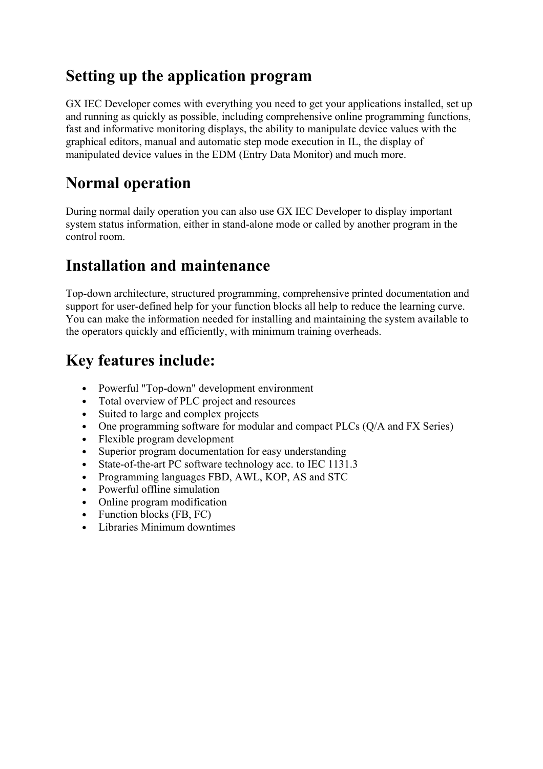## Setting up the application program

GX IEC Developer comes with everything you need to get your applications installed, set up and running as quickly as possible, including comprehensive online programming functions, fast and informative monitoring displays, the ability to manipulate device values with the graphical editors, manual and automatic step mode execution in IL, the display of manipulated device values in the EDM (Entry Data Monitor) and much more.

## Normal operation

During normal daily operation you can also use GX IEC Developer to display important system status information, either in stand-alone mode or called by another program in the control room.

## Installation and maintenance

Top-down architecture, structured programming, comprehensive printed documentation and support for user-defined help for your function blocks all help to reduce the learning curve. You can make the information needed for installing and maintaining the system available to the operators quickly and efficiently, with minimum training overheads.

## Key features include:

- Powerful "Top-down" development environment
- Total overview of PLC project and resources
- Suited to large and complex projects
- One programming software for modular and compact PLCs (Q/A and FX Series)
- Flexible program development
- Superior program documentation for easy understanding
- State-of-the-art PC software technology acc. to IEC 1131.3
- Programming languages FBD, AWL, KOP, AS and STC
- Powerful offline simulation
- Online program modification
- Function blocks (FB, FC)
- Libraries Minimum downtimes